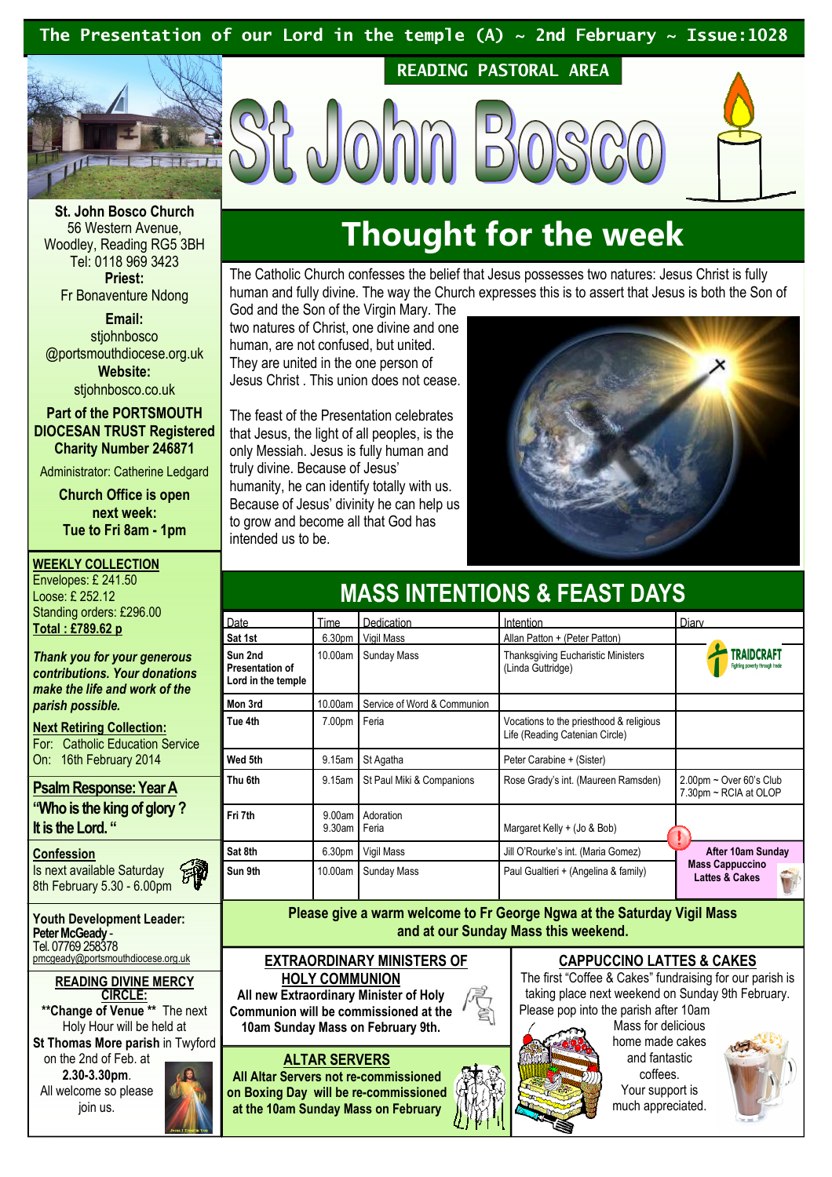The Presentation of our Lord in the temple (A) ~ 2nd February ~ Issue:1028

READING PASTORAL AREA

# St John Bosco

**St. John Bosco Church**
56 Western Avenue,
Woodley, Reading RG5 3BH
Tel: 0118 969 3423

**Priest:**
Fr Bonaventure Ndong

**Email:**
stjohnbosco
@portsmouthdiocese.org.uk

**Website:**
stjohnbosco.co.uk

**Part of the PORTSMOUTH DIOCESAN TRUST Registered Charity Number 246871**

Administrator: Catherine Ledgard

**Church Office is open next week: Tue to Fri 8am - 1pm**

## Thought for the week

The Catholic Church confesses the belief that Jesus possesses two natures: Jesus Christ is fully human and fully divine. The way the Church expresses this is to assert that Jesus is both the Son of God and the Son of the Virgin Mary. The two natures of Christ, one divine and one human, are not confused, but united. They are united in the one person of Jesus Christ . This union does not cease.

The feast of the Presentation celebrates that Jesus, the light of all peoples, is the only Messiah. Jesus is fully human and truly divine. Because of Jesus' humanity, he can identify totally with us. Because of Jesus' divinity he can help us to grow and become all that God has intended us to be.

**WEEKLY COLLECTION**
Envelopes: £ 241.50
Loose: £ 252.12
Standing orders: £296.00
**Total : £789.62 p**

***Thank you for your generous contributions. Your donations make the life and work of the parish possible.***

**Next Retiring Collection:**
For: Catholic Education Service
On: 16th February 2014

**Psalm Response: Year A**
**"Who is the king of glory ? It is the Lord. "**

**Confession**
Is next available Saturday 8th February 5.30 - 6.00pm

**Youth Development Leader:**
**Peter McGeady** -
Tel. 07769 258378
pmcgeady@portsmouthdiocese.org.uk

**READING DIVINE MERCY CIRCLE:**
**\*\*Change of Venue \*\*** The next Holy Hour will be held at **St Thomas More parish** in Twyford on the 2nd of Feb. at **2.30-3.30pm**. All welcome so please join us.

## MASS INTENTIONS & FEAST DAYS

| Date | Time | Dedication | Intention | Diary |
|---|---|---|---|---|
| **Sat 1st** | 6.30pm | Vigil Mass | Allan Patton + (Peter Patton) | |
| **Sun 2nd Presentation of Lord in the temple** | 10.00am | Sunday Mass | Thanksgiving Eucharistic Ministers (Linda Guttridge) | TRAIDCRAFT |
| **Mon 3rd** | 10.00am | Service of Word & Communion | | |
| **Tue 4th** | 7.00pm | Feria | Vocations to the priesthood & religious Life (Reading Catenian Circle) | |
| **Wed 5th** | 9.15am | St Agatha | Peter Carabine + (Sister) | |
| **Thu 6th** | 9.15am | St Paul Miki & Companions | Rose Grady's int. (Maureen Ramsden) | 2.00pm ~ Over 60's Club<br>7.30pm ~ RCIA at OLOP |
| **Fri 7th** | 9.00am<br>9.30am | Adoration<br>Feria | Margaret Kelly + (Jo & Bob) | |
| **Sat 8th** | 6.30pm | Vigil Mass | Jill O'Rourke's int. (Maria Gomez) | **After 10am Sunday Mass Cappuccino Lattes & Cakes** |
| **Sun 9th** | 10.00am | Sunday Mass | Paul Gualtieri + (Angelina & family) | |

**Please give a warm welcome to Fr George Ngwa at the Saturday Vigil Mass and at our Sunday Mass this weekend.**

**EXTRAORDINARY MINISTERS OF HOLY COMMUNION**
**All new Extraordinary Minister of Holy Communion will be commissioned at the 10am Sunday Mass on February 9th.**

**ALTAR SERVERS**
**All Altar Servers not re-commissioned on Boxing Day will be re-commissioned at the 10am Sunday Mass on February**

**CAPPUCCINO LATTES & CAKES**
The first "Coffee & Cakes" fundraising for our parish is taking place next weekend on Sunday 9th February. Please pop into the parish after 10am Mass for delicious home made cakes and fantastic coffees. Your support is much appreciated.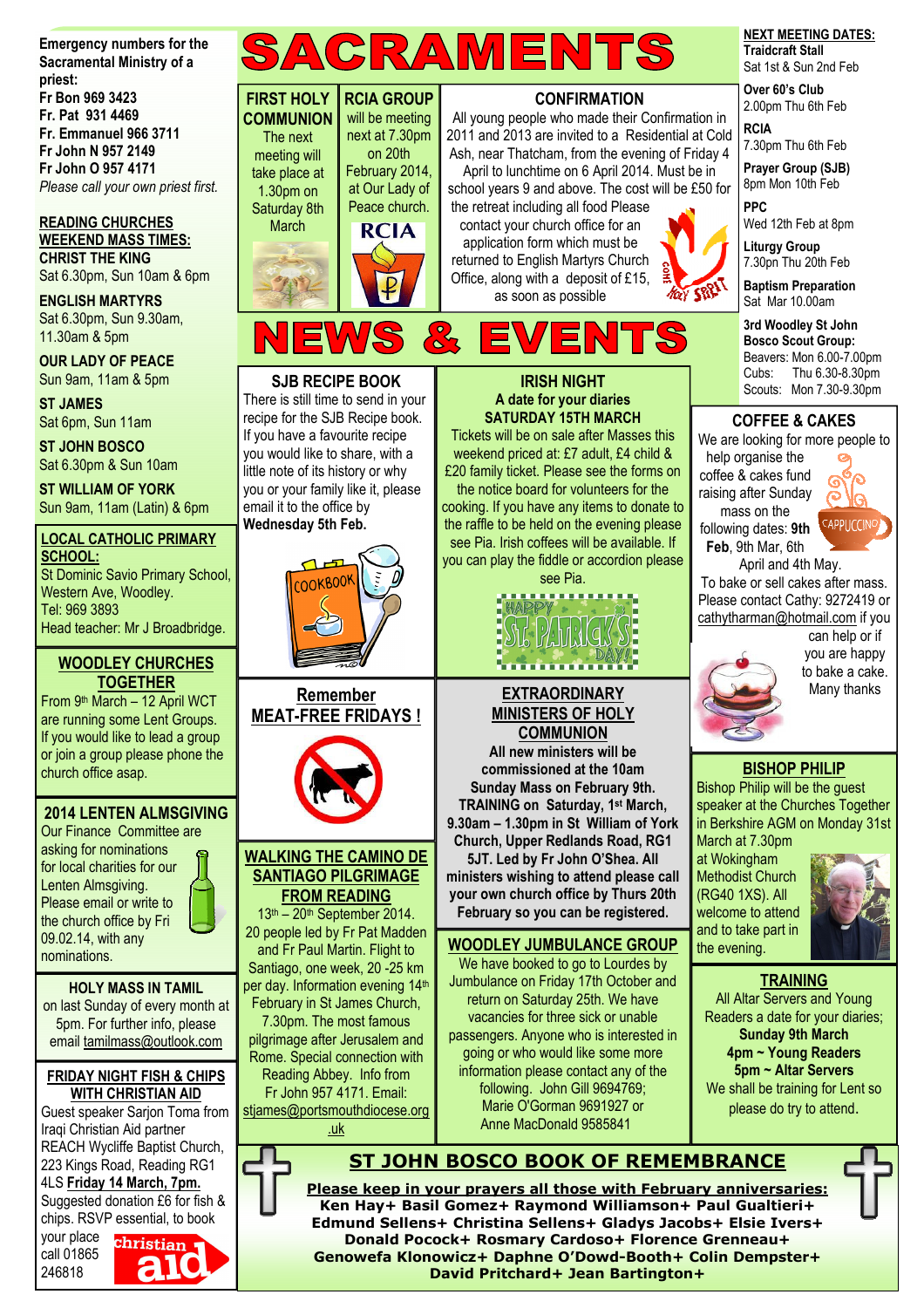**Emergency numbers for the Sacramental Ministry of a priest:**
**Fr Bon 969 3423**
**Fr. Pat 931 4469**
**Fr. Emmanuel 966 3711**
**Fr John N 957 2149**
**Fr John O 957 4171**
*Please call your own priest first.*

**READING CHURCHES WEEKEND MASS TIMES:**

**CHRIST THE KING**
Sat 6.30pm, Sun 10am & 6pm

**ENGLISH MARTYRS**
Sat 6.30pm, Sun 9.30am, 11.30am & 5pm

**OUR LADY OF PEACE**
Sun 9am, 11am & 5pm

**ST JAMES**
Sat 6pm, Sun 11am

**ST JOHN BOSCO**
Sat 6.30pm & Sun 10am

**ST WILLIAM OF YORK**
Sun 9am, 11am (Latin) & 6pm

**LOCAL CATHOLIC PRIMARY SCHOOL:**
St Dominic Savio Primary School, Western Ave, Woodley.
Tel: 969 3893
Head teacher: Mr J Broadbridge.

**WOODLEY CHURCHES TOGETHER**
From 9th March – 12 April WCT are running some Lent Groups. If you would like to lead a group or join a group please phone the church office asap.

**2014 LENTEN ALMSGIVING**
Our Finance Committee are asking for nominations for local charities for our Lenten Almsgiving. Please email or write to the church office by Fri 09.02.14, with any nominations.

**HOLY MASS IN TAMIL**
on last Sunday of every month at 5pm. For further info, please email tamilmass@outlook.com

**FRIDAY NIGHT FISH & CHIPS WITH CHRISTIAN AID**
Guest speaker Sarjon Toma from Iraqi Christian Aid partner REACH Wycliffe Baptist Church, 223 Kings Road, Reading RG1 4LS **Friday 14 March, 7pm.** Suggested donation £6 for fish & chips. RSVP essential, to book your place call 01865 246818

# SACRAMENTS

**FIRST HOLY COMMUNION**
The next meeting will take place at 1.30pm on Saturday 8th March

**RCIA GROUP**
will be meeting next at 7.30pm on 20th February 2014, at Our Lady of Peace church.

**CONFIRMATION**
All young people who made their Confirmation in 2011 and 2013 are invited to a Residential at Cold Ash, near Thatcham, from the evening of Friday 4 April to lunchtime on 6 April 2014. Must be in school years 9 and above. The cost will be £50 for the retreat including all food Please contact your church office for an application form which must be returned to English Martyrs Church Office, along with a deposit of £15, as soon as possible

# NEWS & EVENTS

**SJB RECIPE BOOK**
There is still time to send in your recipe for the SJB Recipe book. If you have a favourite recipe you would like to share, with a little note of its history or why you or your family like it, please email it to the office by **Wednesday 5th Feb.**

**IRISH NIGHT**
**A date for your diaries**
**SATURDAY 15TH MARCH**
Tickets will be on sale after Masses this weekend priced at: £7 adult, £4 child & £20 family ticket. Please see the forms on the notice board for volunteers for the cooking. If you have any items to donate to the raffle to be held on the evening please see Pia. Irish coffees will be available. If you can play the fiddle or accordion please see Pia.

**Remember MEAT-FREE FRIDAYS !**

**EXTRAORDINARY MINISTERS OF HOLY COMMUNION**
**All new ministers will be commissioned at the 10am Sunday Mass on February 9th. TRAINING on Saturday, 1st March, 9.30am – 1.30pm in St William of York Church, Upper Redlands Road, RG1 5JT. Led by Fr John O'Shea. All ministers wishing to attend please call your own church office by Thurs 20th February so you can be registered.**

**WALKING THE CAMINO DE SANTIAGO PILGRIMAGE FROM READING**
13th – 20th September 2014. 20 people led by Fr Pat Madden and Fr Paul Martin. Flight to Santiago, one week, 20 -25 km per day. Information evening 14th February in St James Church, 7.30pm. The most famous pilgrimage after Jerusalem and Rome. Special connection with Reading Abbey. Info from Fr John 957 4171. Email: stjames@portsmouthdiocese.org.uk

**WOODLEY JUMBULANCE GROUP**
We have booked to go to Lourdes by Jumbulance on Friday 17th October and return on Saturday 25th. We have vacancies for three sick or unable passengers. Anyone who is interested in going or who would like some more information please contact any of the following. John Gill 9694769; Marie O'Gorman 9691927 or Anne MacDonald 9585841

**NEXT MEETING DATES:**

**Traidcraft Stall**
Sat 1st & Sun 2nd Feb

**Over 60's Club**
2.00pm Thu 6th Feb

**RCIA**
7.30pm Thu 6th Feb

**Prayer Group (SJB)**
8pm Mon 10th Feb

**PPC**
Wed 12th Feb at 8pm

**Liturgy Group**
7.30pn Thu 20th Feb

**Baptism Preparation**
Sat Mar 10.00am

**3rd Woodley St John Bosco Scout Group:**
Beavers: Mon 6.00-7.00pm
Cubs: Thu 6.30-8.30pm
Scouts: Mon 7.30-9.30pm

**COFFEE & CAKES**
We are looking for more people to help organise the coffee & cakes fund raising after Sunday mass on the following dates: **9th Feb**, 9th Mar, 6th April and 4th May. To bake or sell cakes after mass. Please contact Cathy: 9272419 or cathytharman@hotmail.com if you can help or if you are happy to bake a cake. Many thanks

**BISHOP PHILIP**
Bishop Philip will be the guest speaker at the Churches Together in Berkshire AGM on Monday 31st March at 7.30pm at Wokingham Methodist Church (RG40 1XS). All welcome to attend and to take part in the evening.

**TRAINING**
All Altar Servers and Young Readers a date for your diaries; **Sunday 9th March**
**4pm ~ Young Readers**
**5pm ~ Altar Servers**
We shall be training for Lent so please do try to attend.

**ST JOHN BOSCO BOOK OF REMEMBRANCE**

**Please keep in your prayers all those with February anniversaries:**
**Ken Hay+ Basil Gomez+ Raymond Williamson+ Paul Gualtieri+ Edmund Sellens+ Christina Sellens+ Gladys Jacobs+ Elsie Ivers+ Donald Pocock+ Rosmary Cardoso+ Florence Grenneau+ Genowefa Klonowicz+ Daphne O'Dowd-Booth+ Colin Dempster+ David Pritchard+ Jean Bartington+**